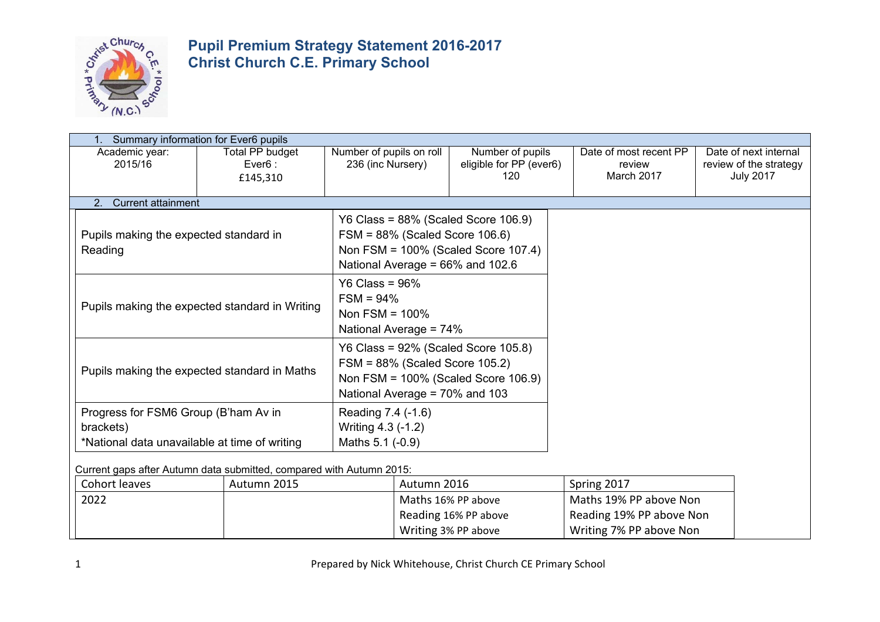# Pupil Premium Strategy Statement 2016-2017
# Christ Church C.E. Primary School

| 1. Summary information for Ever6 pupils | | | | | |
|---|---|---|---|---|---|
| Academic year: 2015/16 | Total PP budget Ever6 : £145,310 | Number of pupils on roll 236 (inc Nursery) | Number of pupils eligible for PP (ever6) 120 | Date of most recent PP review March 2017 | Date of next internal review of the strategy July 2017 |

## 2. Current attainment

| | |
|---|---|
| Pupils making the expected standard in Reading | Y6 Class = 88% (Scaled Score 106.9)<br>FSM = 88% (Scaled Score 106.6)<br>Non FSM = 100% (Scaled Score 107.4)<br>National Average = 66% and 102.6 |
| Pupils making the expected standard in Writing | Y6 Class = 96%<br>FSM = 94%<br>Non FSM = 100%<br>National Average = 74% |
| Pupils making the expected standard in Maths | Y6 Class = 92% (Scaled Score 105.8)<br>FSM = 88% (Scaled Score 105.2)<br>Non FSM = 100% (Scaled Score 106.9)<br>National Average = 70% and 103 |
| Progress for FSM6 Group (B'ham Av in brackets)<br>*National data unavailable at time of writing | Reading 7.4 (-1.6)<br>Writing 4.3 (-1.2)<br>Maths 5.1 (-0.9) |

Current gaps after Autumn data submitted, compared with Autumn 2015:

| Cohort leaves | Autumn 2015 | Autumn 2016 | Spring 2017 |
|---|---|---|---|
| 2022 | | Maths 16% PP above<br>Reading 16% PP above<br>Writing 3% PP above | Maths 19% PP above Non<br>Reading 19% PP above Non<br>Writing 7% PP above Non |

Prepared by Nick Whitehouse, Christ Church CE Primary School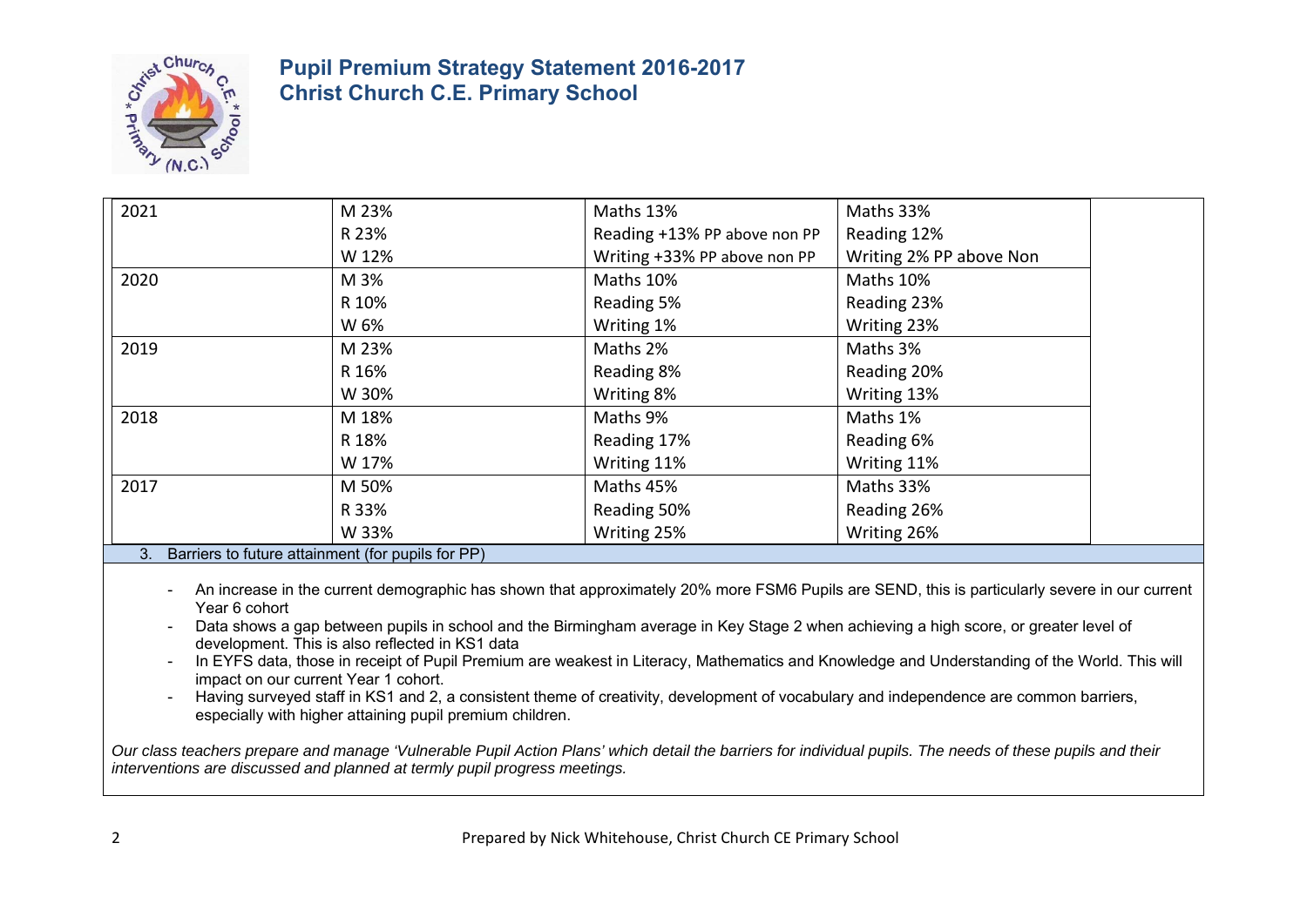# Pupil Premium Strategy Statement 2016-2017
# Christ Church C.E. Primary School

| | | | |
|---|---|---|---|
| 2021 | M 23%<br>R 23%<br>W 12% | Maths 13%<br>Reading +13% PP above non PP<br>Writing +33% PP above non PP | Maths 33%<br>Reading 12%<br>Writing 2% PP above Non |
| 2020 | M 3%<br>R 10%<br>W 6% | Maths 10%<br>Reading 5%<br>Writing 1% | Maths 10%<br>Reading 23%<br>Writing 23% |
| 2019 | M 23%<br>R 16%<br>W 30% | Maths 2%<br>Reading 8%<br>Writing 8% | Maths 3%<br>Reading 20%<br>Writing 13% |
| 2018 | M 18%<br>R 18%<br>W 17% | Maths 9%<br>Reading 17%<br>Writing 11% | Maths 1%<br>Reading 6%<br>Writing 11% |
| 2017 | M 50%<br>R 33%<br>W 33% | Maths 45%<br>Reading 50%<br>Writing 25% | Maths 33%<br>Reading 26%<br>Writing 26% |

## 3. Barriers to future attainment (for pupils for PP)

- An increase in the current demographic has shown that approximately 20% more FSM6 Pupils are SEND, this is particularly severe in our current Year 6 cohort
- Data shows a gap between pupils in school and the Birmingham average in Key Stage 2 when achieving a high score, or greater level of development. This is also reflected in KS1 data
- In EYFS data, those in receipt of Pupil Premium are weakest in Literacy, Mathematics and Knowledge and Understanding of the World. This will impact on our current Year 1 cohort.
- Having surveyed staff in KS1 and 2, a consistent theme of creativity, development of vocabulary and independence are common barriers, especially with higher attaining pupil premium children.

*Our class teachers prepare and manage 'Vulnerable Pupil Action Plans' which detail the barriers for individual pupils. The needs of these pupils and their interventions are discussed and planned at termly pupil progress meetings.*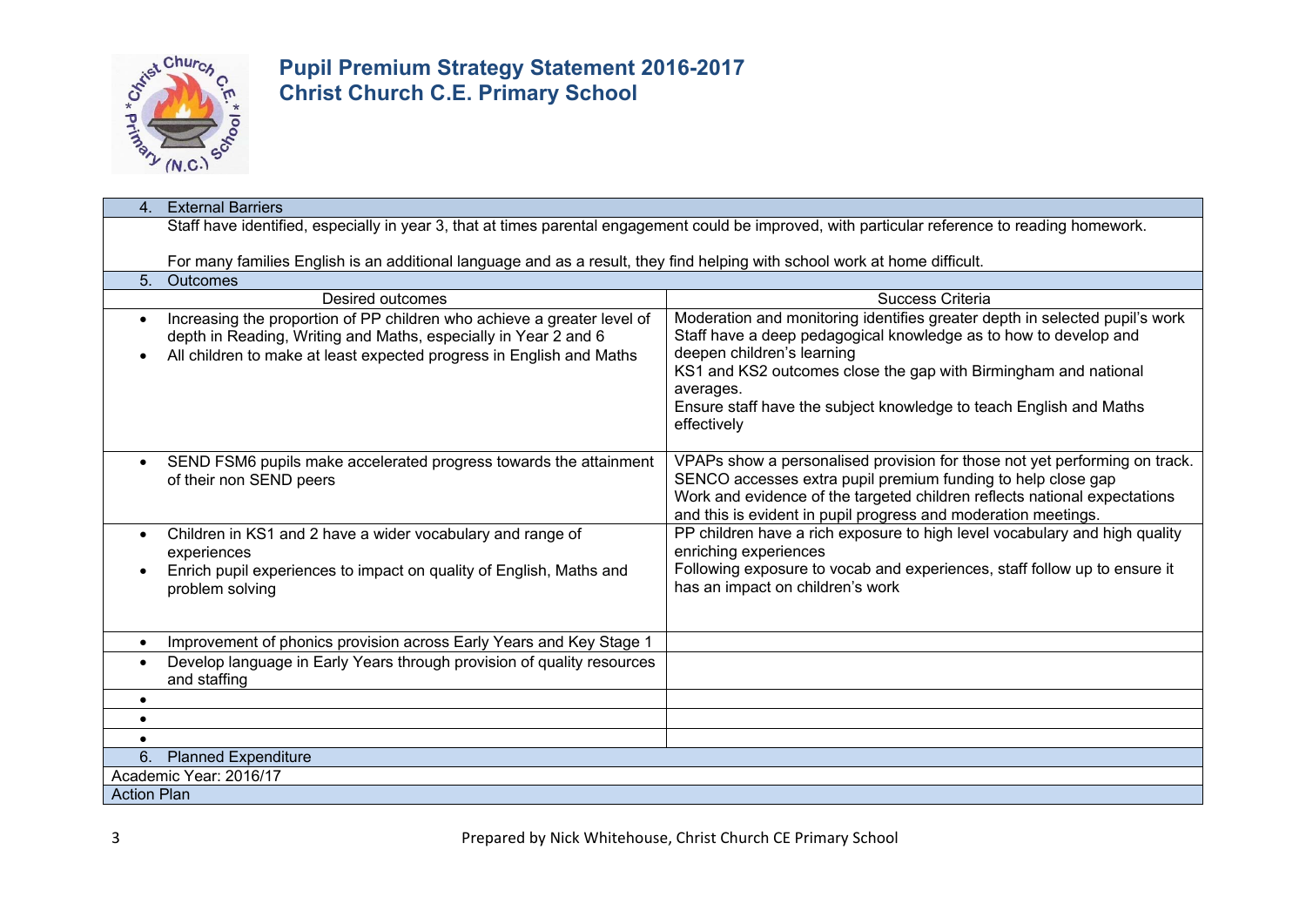# Pupil Premium Strategy Statement 2016-2017
# Christ Church C.E. Primary School

| 4. External Barriers | |
|---|---|
| Staff have identified, especially in year 3, that at times parental engagement could be improved, with particular reference to reading homework.<br><br>For many families English is an additional language and as a result, they find helping with school work at home difficult. | |
| **5. Outcomes** | |
| **Desired outcomes** | **Success Criteria** |
| • Increasing the proportion of PP children who achieve a greater level of depth in Reading, Writing and Maths, especially in Year 2 and 6<br>• All children to make at least expected progress in English and Maths | Moderation and monitoring identifies greater depth in selected pupil's work<br>Staff have a deep pedagogical knowledge as to how to develop and deepen children's learning<br>KS1 and KS2 outcomes close the gap with Birmingham and national averages.<br>Ensure staff have the subject knowledge to teach English and Maths effectively |
| • SEND FSM6 pupils make accelerated progress towards the attainment of their non SEND peers | VPAPs show a personalised provision for those not yet performing on track.<br>SENCO accesses extra pupil premium funding to help close gap<br>Work and evidence of the targeted children reflects national expectations and this is evident in pupil progress and moderation meetings. |
| • Children in KS1 and 2 have a wider vocabulary and range of experiences<br>• Enrich pupil experiences to impact on quality of English, Maths and problem solving | PP children have a rich exposure to high level vocabulary and high quality enriching experiences<br>Following exposure to vocab and experiences, staff follow up to ensure it has an impact on children's work |
| • Improvement of phonics provision across Early Years and Key Stage 1 | |
| • Develop language in Early Years through provision of quality resources and staffing | |
| • | |
| • | |
| • | |
| **6. Planned Expenditure** | |
| Academic Year: 2016/17 | |
| Action Plan | |

Prepared by Nick Whitehouse, Christ Church CE Primary School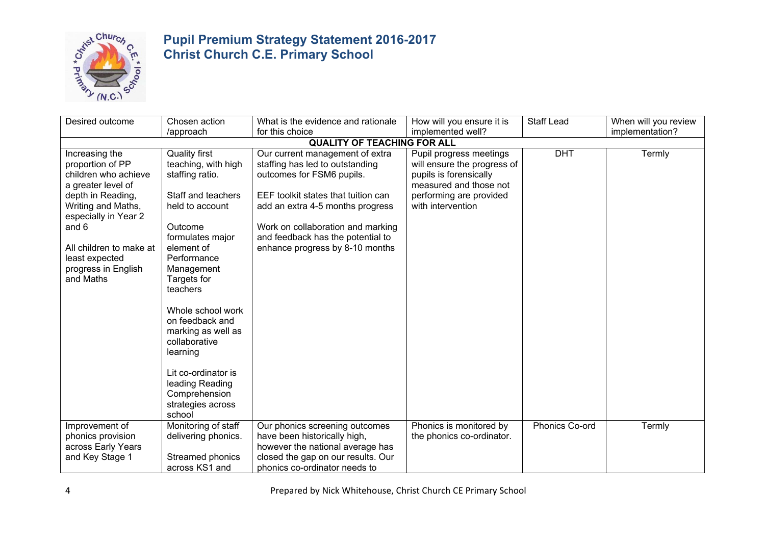# Pupil Premium Strategy Statement 2016-2017
# Christ Church C.E. Primary School

| Desired outcome | Chosen action /approach | What is the evidence and rationale for this choice | How will you ensure it is implemented well? | Staff Lead | When will you review implementation? |
|---|---|---|---|---|---|
| **QUALITY OF TEACHING FOR ALL** | | | | | |
| Increasing the proportion of PP children who achieve a greater level of depth in Reading, Writing and Maths, especially in Year 2 and 6<br><br>All children to make at least expected progress in English and Maths | Quality first teaching, with high staffing ratio.<br><br>Staff and teachers held to account<br><br>Outcome formulates major element of Performance Management Targets for teachers<br><br>Whole school work on feedback and marking as well as collaborative learning<br><br>Lit co-ordinator is leading Reading Comprehension strategies across school | Our current management of extra staffing has led to outstanding outcomes for FSM6 pupils.<br><br>EEF toolkit states that tuition can add an extra 4-5 months progress<br><br>Work on collaboration and marking and feedback has the potential to enhance progress by 8-10 months | Pupil progress meetings will ensure the progress of pupils is forensically measured and those not performing are provided with intervention | DHT | Termly |
| Improvement of phonics provision across Early Years and Key Stage 1 | Monitoring of staff delivering phonics.<br><br>Streamed phonics across KS1 and | Our phonics screening outcomes have been historically high, however the national average has closed the gap on our results. Our phonics co-ordinator needs to | Phonics is monitored by the phonics co-ordinator. | Phonics Co-ord | Termly |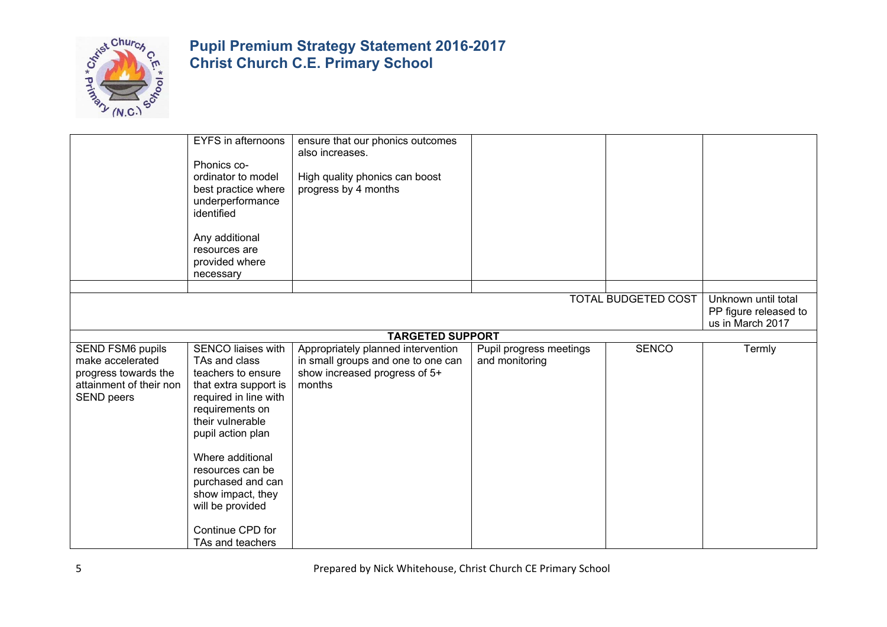# Pupil Premium Strategy Statement 2016-2017
# Christ Church C.E. Primary School

| | | | | | |
|---|---|---|---|---|---|
| | EYFS in afternoons<br><br>Phonics co-ordinator to model best practice where underperformance identified<br><br>Any additional resources are provided where necessary | ensure that our phonics outcomes also increases.<br><br>High quality phonics can boost progress by 4 months | | | |
| | | | | | |
| | | | | TOTAL BUDGETED COST | Unknown until total PP figure released to us in March 2017 |
| **TARGETED SUPPORT** | | | | | |
| SEND FSM6 pupils make accelerated progress towards the attainment of their non SEND peers | SENCO liaises with TAs and class teachers to ensure that extra support is required in line with requirements on their vulnerable pupil action plan<br><br>Where additional resources can be purchased and can show impact, they will be provided<br><br>Continue CPD for TAs and teachers | Appropriately planned intervention in small groups and one to one can show increased progress of 5+ months | Pupil progress meetings and monitoring | SENCO | Termly |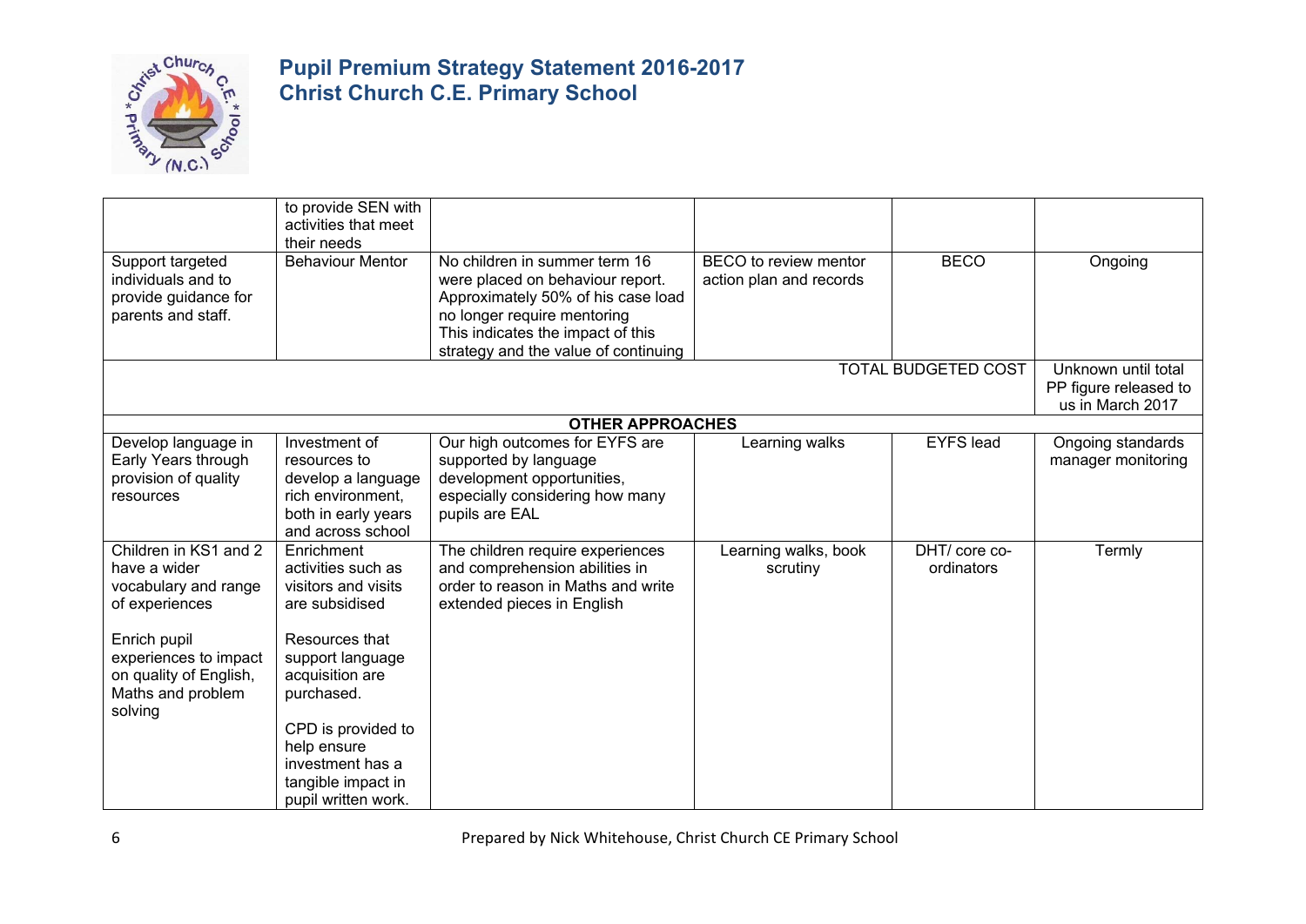| | | | | | |
|---|---|---|---|---|---|
| | to provide SEN with activities that meet their needs | | | | |
| Support targeted individuals and to provide guidance for parents and staff. | Behaviour Mentor | No children in summer term 16 were placed on behaviour report. Approximately 50% of his case load no longer require mentoring This indicates the impact of this strategy and the value of continuing | BECO to review mentor action plan and records | BECO | Ongoing |
| | | | | TOTAL BUDGETED COST | Unknown until total PP figure released to us in March 2017 |
| **OTHER APPROACHES** | | | | | |
| Develop language in Early Years through provision of quality resources | Investment of resources to develop a language rich environment, both in early years and across school | Our high outcomes for EYFS are supported by language development opportunities, especially considering how many pupils are EAL | Learning walks | EYFS lead | Ongoing standards manager monitoring |
| Children in KS1 and 2 have a wider vocabulary and range of experiences<br><br>Enrich pupil experiences to impact on quality of English, Maths and problem solving | Enrichment activities such as visitors and visits are subsidised<br><br>Resources that support language acquisition are purchased.<br><br>CPD is provided to help ensure investment has a tangible impact in pupil written work. | The children require experiences and comprehension abilities in order to reason in Maths and write extended pieces in English | Learning walks, book scrutiny | DHT/ core co-ordinators | Termly |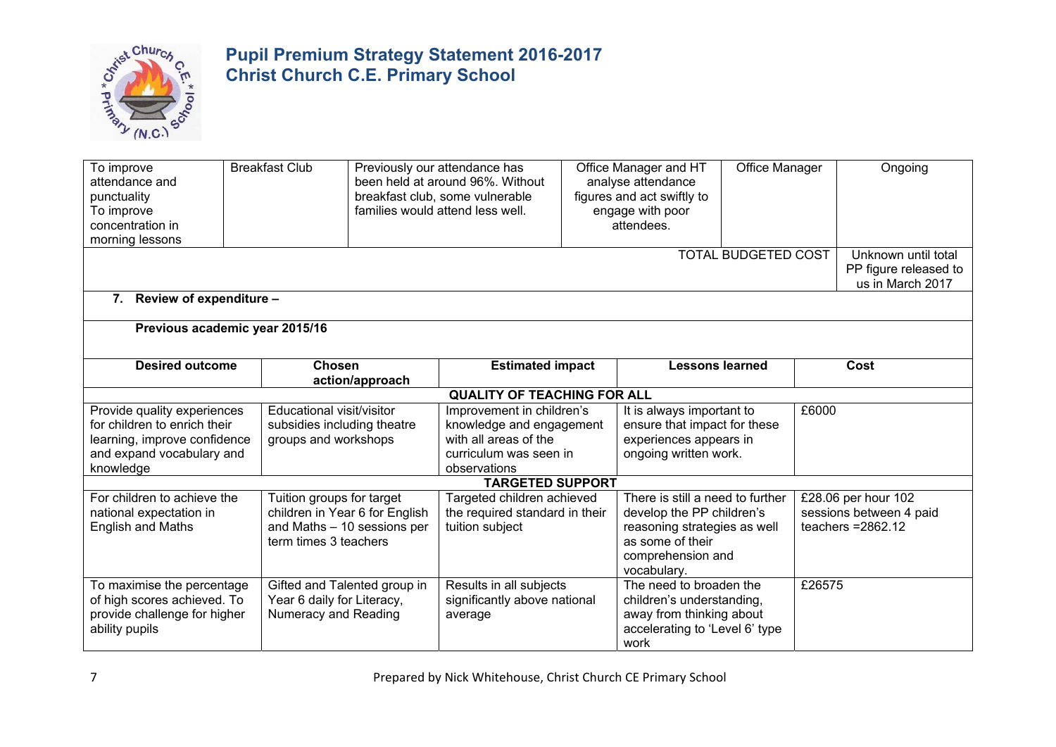# Pupil Premium Strategy Statement 2016-2017
## Christ Church C.E. Primary School

| | | | | | |
|---|---|---|---|---|---|
| To improve attendance and punctuality<br>To improve concentration in morning lessons | Breakfast Club | Previously our attendance has been held at around 96%. Without breakfast club, some vulnerable families would attend less well. | Office Manager and HT analyse attendance figures and act swiftly to engage with poor attendees. | Office Manager | Ongoing |
| | | | | TOTAL BUDGETED COST | Unknown until total PP figure released to us in March 2017 |

**7. Review of expenditure –**

**Previous academic year 2015/16**

| Desired outcome | Chosen action/approach | Estimated impact | Lessons learned | Cost |
|---|---|---|---|---|
| **QUALITY OF TEACHING FOR ALL** | | | | |
| Provide quality experiences for children to enrich their learning, improve confidence and expand vocabulary and knowledge | Educational visit/visitor subsidies including theatre groups and workshops | Improvement in children's knowledge and engagement with all areas of the curriculum was seen in observations | It is always important to ensure that impact for these experiences appears in ongoing written work. | £6000 |
| **TARGETED SUPPORT** | | | | |
| For children to achieve the national expectation in English and Maths | Tuition groups for target children in Year 6 for English and Maths – 10 sessions per term times 3 teachers | Targeted children achieved the required standard in their tuition subject | There is still a need to further develop the PP children's reasoning strategies as well as some of their comprehension and vocabulary. | £28.06 per hour 102 sessions between 4 paid teachers =2862.12 |
| To maximise the percentage of high scores achieved. To provide challenge for higher ability pupils | Gifted and Talented group in Year 6 daily for Literacy, Numeracy and Reading | Results in all subjects significantly above national average | The need to broaden the children's understanding, away from thinking about accelerating to 'Level 6' type work | £26575 |

Prepared by Nick Whitehouse, Christ Church CE Primary School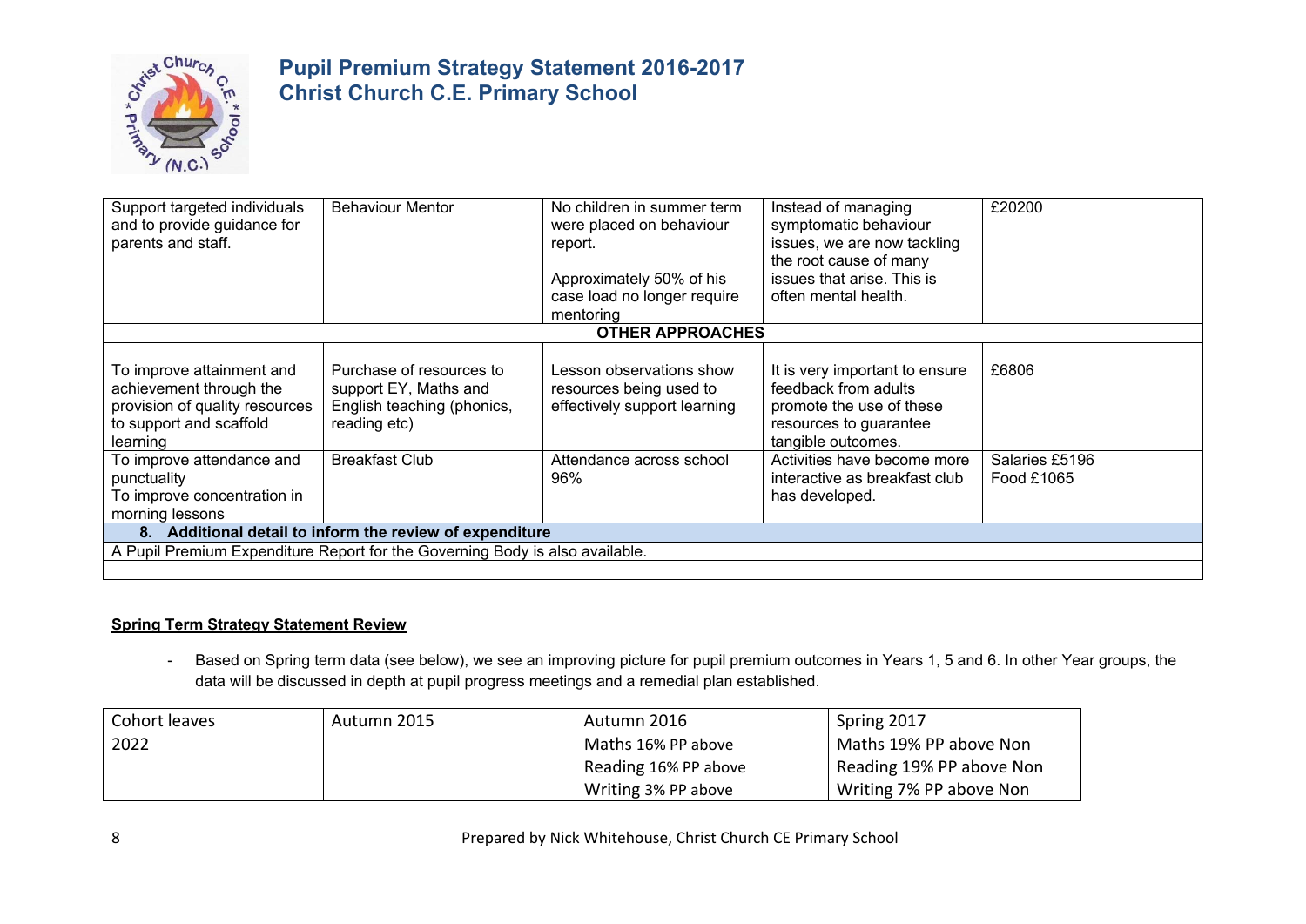# Pupil Premium Strategy Statement 2016-2017
# Christ Church C.E. Primary School

| | | | | |
|---|---|---|---|---|
| Support targeted individuals and to provide guidance for parents and staff. | Behaviour Mentor | No children in summer term were placed on behaviour report.<br><br>Approximately 50% of his case load no longer require mentoring | Instead of managing symptomatic behaviour issues, we are now tackling the root cause of many issues that arise. This is often mental health. | £20200 |
| **OTHER APPROACHES** | | | | |
| | | | | |
| To improve attainment and achievement through the provision of quality resources to support and scaffold learning | Purchase of resources to support EY, Maths and English teaching (phonics, reading etc) | Lesson observations show resources being used to effectively support learning | It is very important to ensure feedback from adults promote the use of these resources to guarantee tangible outcomes. | £6806 |
| To improve attendance and punctuality<br>To improve concentration in morning lessons | Breakfast Club | Attendance across school 96% | Activities have become more interactive as breakfast club has developed. | Salaries £5196<br>Food £1065 |
| **8. Additional detail to inform the review of expenditure** | | | | |
| A Pupil Premium Expenditure Report for the Governing Body is also available. | | | | |
| | | | | |

**Spring Term Strategy Statement Review**

- Based on Spring term data (see below), we see an improving picture for pupil premium outcomes in Years 1, 5 and 6. In other Year groups, the data will be discussed in depth at pupil progress meetings and a remedial plan established.

| Cohort leaves | Autumn 2015 | Autumn 2016 | Spring 2017 |
|---|---|---|---|
| 2022 | | Maths 16% PP above<br>Reading 16% PP above<br>Writing 3% PP above | Maths 19% PP above Non<br>Reading 19% PP above Non<br>Writing 7% PP above Non |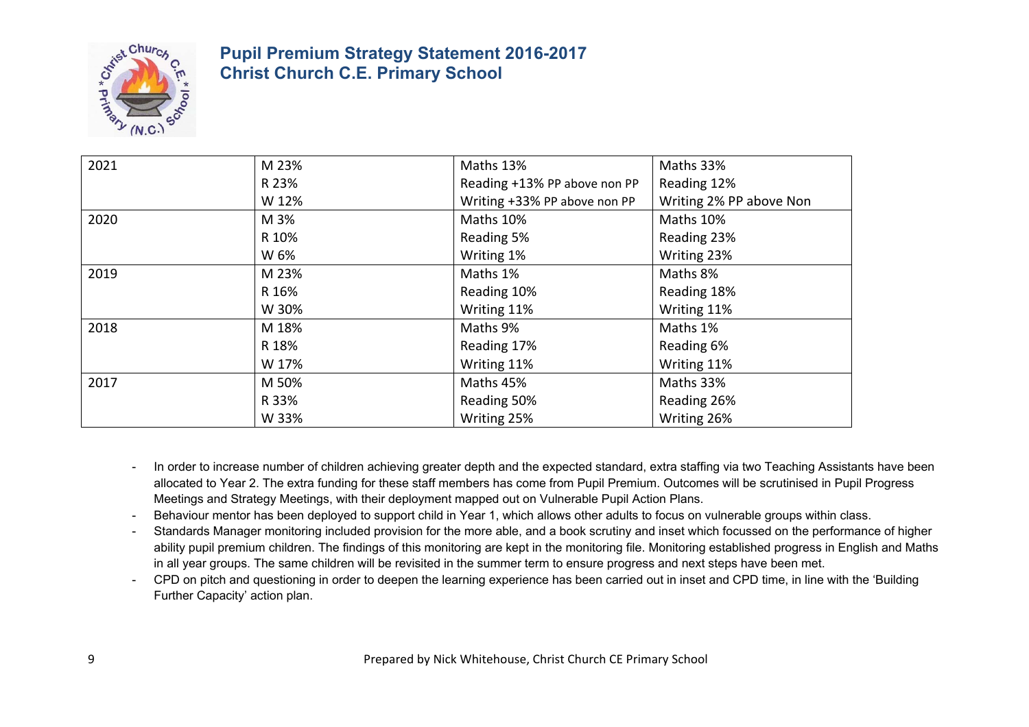# Pupil Premium Strategy Statement 2016-2017
## Christ Church C.E. Primary School

| | | | |
|---|---|---|---|
| 2021 | M 23%<br>R 23%<br>W 12% | Maths 13%<br>Reading +13% PP above non PP<br>Writing +33% PP above non PP | Maths 33%<br>Reading 12%<br>Writing 2% PP above Non |
| 2020 | M 3%<br>R 10%<br>W 6% | Maths 10%<br>Reading 5%<br>Writing 1% | Maths 10%<br>Reading 23%<br>Writing 23% |
| 2019 | M 23%<br>R 16%<br>W 30% | Maths 1%<br>Reading 10%<br>Writing 11% | Maths 8%<br>Reading 18%<br>Writing 11% |
| 2018 | M 18%<br>R 18%<br>W 17% | Maths 9%<br>Reading 17%<br>Writing 11% | Maths 1%<br>Reading 6%<br>Writing 11% |
| 2017 | M 50%<br>R 33%<br>W 33% | Maths 45%<br>Reading 50%<br>Writing 25% | Maths 33%<br>Reading 26%<br>Writing 26% |

- In order to increase number of children achieving greater depth and the expected standard, extra staffing via two Teaching Assistants have been allocated to Year 2. The extra funding for these staff members has come from Pupil Premium. Outcomes will be scrutinised in Pupil Progress Meetings and Strategy Meetings, with their deployment mapped out on Vulnerable Pupil Action Plans.
- Behaviour mentor has been deployed to support child in Year 1, which allows other adults to focus on vulnerable groups within class.
- Standards Manager monitoring included provision for the more able, and a book scrutiny and inset which focussed on the performance of higher ability pupil premium children. The findings of this monitoring are kept in the monitoring file. Monitoring established progress in English and Maths in all year groups. The same children will be revisited in the summer term to ensure progress and next steps have been met.
- CPD on pitch and questioning in order to deepen the learning experience has been carried out in inset and CPD time, in line with the 'Building Further Capacity' action plan.

Prepared by Nick Whitehouse, Christ Church CE Primary School